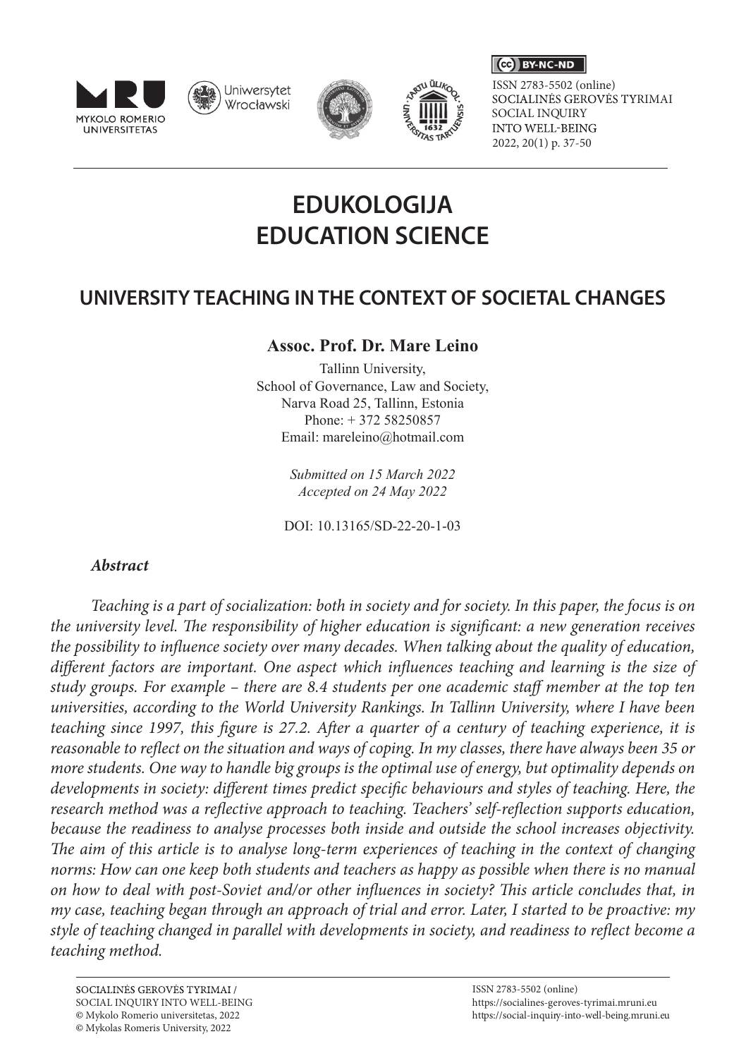ISSN 2783-5502 (online)
SOCIALINĖS GEROVĖS TYRIMAI
SOCIAL INQUIRY
INTO WELL-BEING
2022, 20(1) p. 37-50

# EDUKOLOGIJA
# EDUCATION SCIENCE

## UNIVERSITY TEACHING IN THE CONTEXT OF SOCIETAL CHANGES

**Assoc. Prof. Dr. Mare Leino**

Tallinn University,
School of Governance, Law and Society,
Narva Road 25, Tallinn, Estonia
Phone: + 372 58250857
Email: mareleino@hotmail.com

*Submitted on 15 March 2022*
*Accepted on 24 May 2022*

DOI: 10.13165/SD-22-20-1-03

### *Abstract*

*Teaching is a part of socialization: both in society and for society. In this paper, the focus is on the university level. The responsibility of higher education is significant: a new generation receives the possibility to influence society over many decades. When talking about the quality of education, different factors are important. One aspect which influences teaching and learning is the size of study groups. For example – there are 8.4 students per one academic staff member at the top ten universities, according to the World University Rankings. In Tallinn University, where I have been teaching since 1997, this figure is 27.2. After a quarter of a century of teaching experience, it is reasonable to reflect on the situation and ways of coping. In my classes, there have always been 35 or more students. One way to handle big groups is the optimal use of energy, but optimality depends on developments in society: different times predict specific behaviours and styles of teaching. Here, the research method was a reflective approach to teaching. Teachers' self-reflection supports education, because the readiness to analyse processes both inside and outside the school increases objectivity. The aim of this article is to analyse long-term experiences of teaching in the context of changing norms: How can one keep both students and teachers as happy as possible when there is no manual on how to deal with post-Soviet and/or other influences in society? This article concludes that, in my case, teaching began through an approach of trial and error. Later, I started to be proactive: my style of teaching changed in parallel with developments in society, and readiness to reflect become a teaching method.*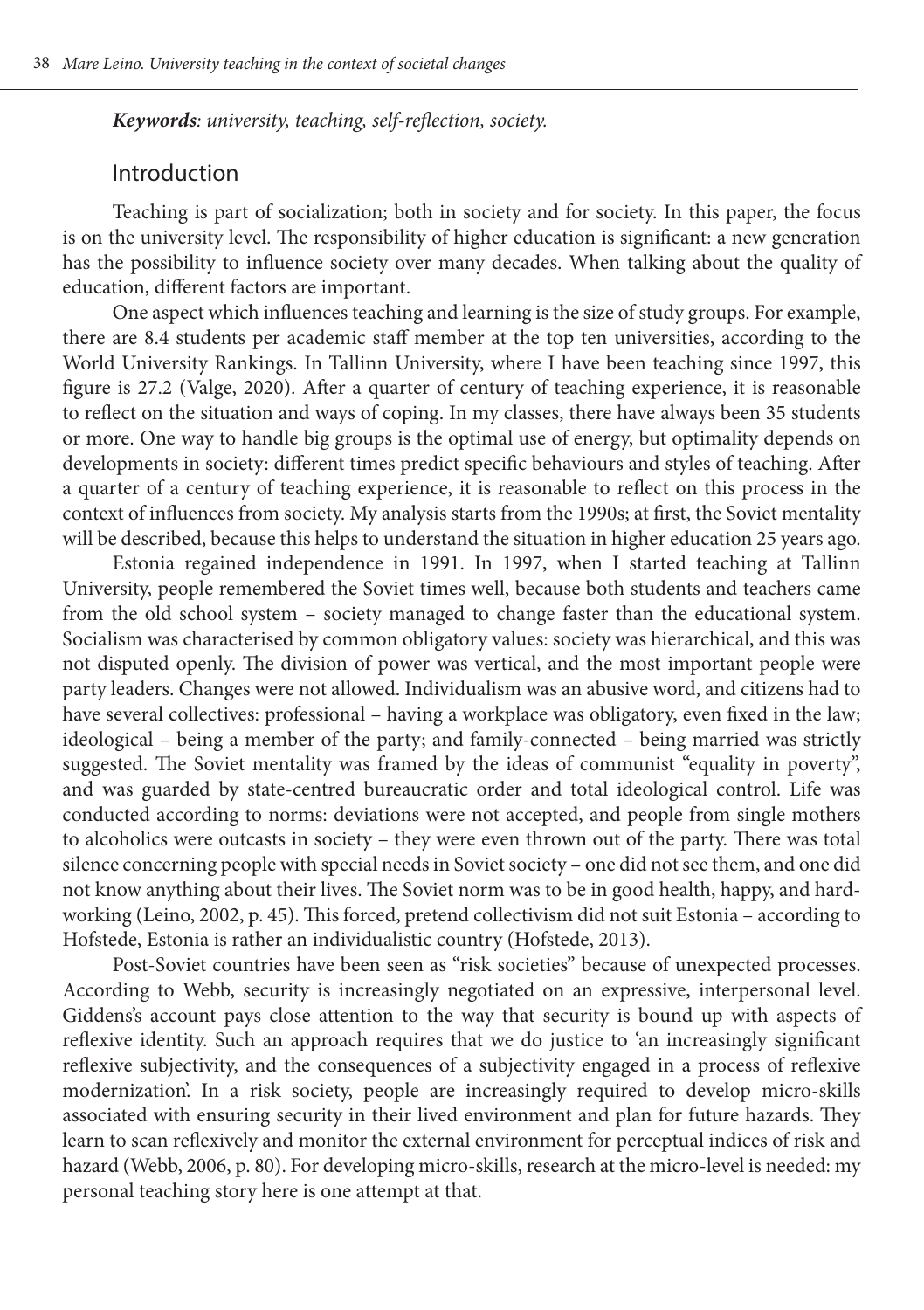*Keywords*: *university, teaching, self-reflection, society.*

## Introduction

Teaching is part of socialization; both in society and for society. In this paper, the focus is on the university level. The responsibility of higher education is significant: a new generation has the possibility to influence society over many decades. When talking about the quality of education, different factors are important.

One aspect which influences teaching and learning is the size of study groups. For example, there are 8.4 students per academic staff member at the top ten universities, according to the World University Rankings. In Tallinn University, where I have been teaching since 1997, this figure is 27.2 (Valge, 2020). After a quarter of century of teaching experience, it is reasonable to reflect on the situation and ways of coping. In my classes, there have always been 35 students or more. One way to handle big groups is the optimal use of energy, but optimality depends on developments in society: different times predict specific behaviours and styles of teaching. After a quarter of a century of teaching experience, it is reasonable to reflect on this process in the context of influences from society. My analysis starts from the 1990s; at first, the Soviet mentality will be described, because this helps to understand the situation in higher education 25 years ago.

Estonia regained independence in 1991. In 1997, when I started teaching at Tallinn University, people remembered the Soviet times well, because both students and teachers came from the old school system – society managed to change faster than the educational system. Socialism was characterised by common obligatory values: society was hierarchical, and this was not disputed openly. The division of power was vertical, and the most important people were party leaders. Changes were not allowed. Individualism was an abusive word, and citizens had to have several collectives: professional – having a workplace was obligatory, even fixed in the law; ideological – being a member of the party; and family-connected – being married was strictly suggested. The Soviet mentality was framed by the ideas of communist "equality in poverty", and was guarded by state-centred bureaucratic order and total ideological control. Life was conducted according to norms: deviations were not accepted, and people from single mothers to alcoholics were outcasts in society – they were even thrown out of the party. There was total silence concerning people with special needs in Soviet society – one did not see them, and one did not know anything about their lives. The Soviet norm was to be in good health, happy, and hard-working (Leino, 2002, p. 45). This forced, pretend collectivism did not suit Estonia – according to Hofstede, Estonia is rather an individualistic country (Hofstede, 2013).

Post-Soviet countries have been seen as "risk societies" because of unexpected processes. According to Webb, security is increasingly negotiated on an expressive, interpersonal level. Giddens's account pays close attention to the way that security is bound up with aspects of reflexive identity. Such an approach requires that we do justice to 'an increasingly significant reflexive subjectivity, and the consequences of a subjectivity engaged in a process of reflexive modernization'. In a risk society, people are increasingly required to develop micro-skills associated with ensuring security in their lived environment and plan for future hazards. They learn to scan reflexively and monitor the external environment for perceptual indices of risk and hazard (Webb, 2006, p. 80). For developing micro-skills, research at the micro-level is needed: my personal teaching story here is one attempt at that.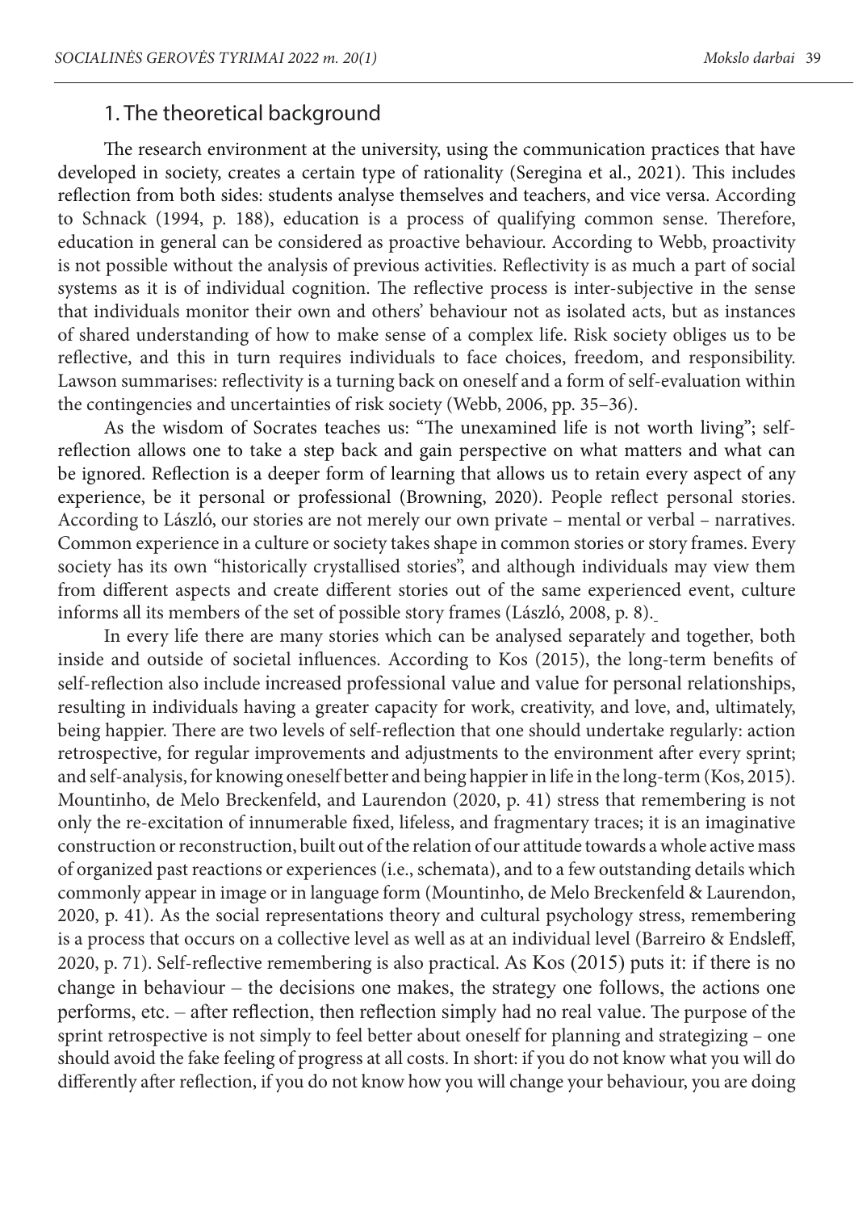## 1. The theoretical background

The research environment at the university, using the communication practices that have developed in society, creates a certain type of rationality (Seregina et al., 2021). This includes reflection from both sides: students analyse themselves and teachers, and vice versa. According to Schnack (1994, p. 188), education is a process of qualifying common sense. Therefore, education in general can be considered as proactive behaviour. According to Webb, proactivity is not possible without the analysis of previous activities. Reflectivity is as much a part of social systems as it is of individual cognition. The reflective process is inter-subjective in the sense that individuals monitor their own and others' behaviour not as isolated acts, but as instances of shared understanding of how to make sense of a complex life. Risk society obliges us to be reflective, and this in turn requires individuals to face choices, freedom, and responsibility. Lawson summarises: reflectivity is a turning back on oneself and a form of self-evaluation within the contingencies and uncertainties of risk society (Webb, 2006, pp. 35–36).

As the wisdom of Socrates teaches us: "The unexamined life is not worth living"; self-reflection allows one to take a step back and gain perspective on what matters and what can be ignored. Reflection is a deeper form of learning that allows us to retain every aspect of any experience, be it personal or professional (Browning, 2020). People reflect personal stories. According to László, our stories are not merely our own private – mental or verbal – narratives. Common experience in a culture or society takes shape in common stories or story frames. Every society has its own "historically crystallised stories", and although individuals may view them from different aspects and create different stories out of the same experienced event, culture informs all its members of the set of possible story frames (László, 2008, p. 8).

In every life there are many stories which can be analysed separately and together, both inside and outside of societal influences. According to Kos (2015), the long-term benefits of self-reflection also include increased professional value and value for personal relationships, resulting in individuals having a greater capacity for work, creativity, and love, and, ultimately, being happier. There are two levels of self-reflection that one should undertake regularly: action retrospective, for regular improvements and adjustments to the environment after every sprint; and self-analysis, for knowing oneself better and being happier in life in the long-term (Kos, 2015). Mountinho, de Melo Breckenfeld, and Laurendon (2020, p. 41) stress that remembering is not only the re-excitation of innumerable fixed, lifeless, and fragmentary traces; it is an imaginative construction or reconstruction, built out of the relation of our attitude towards a whole active mass of organized past reactions or experiences (i.e., schemata), and to a few outstanding details which commonly appear in image or in language form (Mountinho, de Melo Breckenfeld & Laurendon, 2020, p. 41). As the social representations theory and cultural psychology stress, remembering is a process that occurs on a collective level as well as at an individual level (Barreiro & Endsleff, 2020, p. 71). Self-reflective remembering is also practical. As Kos (2015) puts it: if there is no change in behaviour – the decisions one makes, the strategy one follows, the actions one performs, etc. – after reflection, then reflection simply had no real value. The purpose of the sprint retrospective is not simply to feel better about oneself for planning and strategizing – one should avoid the fake feeling of progress at all costs. In short: if you do not know what you will do differently after reflection, if you do not know how you will change your behaviour, you are doing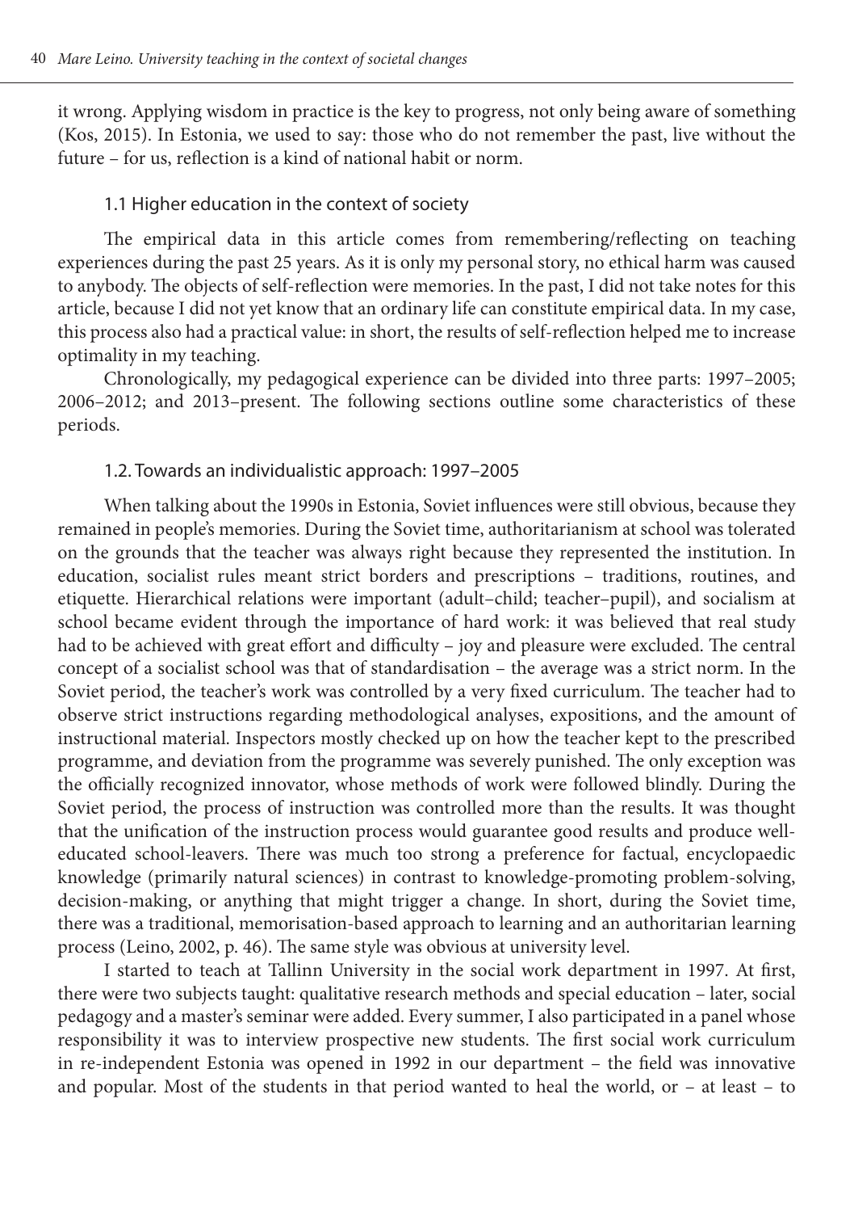it wrong. Applying wisdom in practice is the key to progress, not only being aware of something (Kos, 2015). In Estonia, we used to say: those who do not remember the past, live without the future – for us, reflection is a kind of national habit or norm.

### 1.1 Higher education in the context of society

The empirical data in this article comes from remembering/reflecting on teaching experiences during the past 25 years. As it is only my personal story, no ethical harm was caused to anybody. The objects of self-reflection were memories. In the past, I did not take notes for this article, because I did not yet know that an ordinary life can constitute empirical data. In my case, this process also had a practical value: in short, the results of self-reflection helped me to increase optimality in my teaching.

Chronologically, my pedagogical experience can be divided into three parts: 1997–2005; 2006–2012; and 2013–present. The following sections outline some characteristics of these periods.

### 1.2. Towards an individualistic approach: 1997–2005

When talking about the 1990s in Estonia, Soviet influences were still obvious, because they remained in people's memories. During the Soviet time, authoritarianism at school was tolerated on the grounds that the teacher was always right because they represented the institution. In education, socialist rules meant strict borders and prescriptions – traditions, routines, and etiquette. Hierarchical relations were important (adult–child; teacher–pupil), and socialism at school became evident through the importance of hard work: it was believed that real study had to be achieved with great effort and difficulty – joy and pleasure were excluded. The central concept of a socialist school was that of standardisation – the average was a strict norm. In the Soviet period, the teacher's work was controlled by a very fixed curriculum. The teacher had to observe strict instructions regarding methodological analyses, expositions, and the amount of instructional material. Inspectors mostly checked up on how the teacher kept to the prescribed programme, and deviation from the programme was severely punished. The only exception was the officially recognized innovator, whose methods of work were followed blindly. During the Soviet period, the process of instruction was controlled more than the results. It was thought that the unification of the instruction process would guarantee good results and produce well-educated school-leavers. There was much too strong a preference for factual, encyclopaedic knowledge (primarily natural sciences) in contrast to knowledge-promoting problem-solving, decision-making, or anything that might trigger a change. In short, during the Soviet time, there was a traditional, memorisation-based approach to learning and an authoritarian learning process (Leino, 2002, p. 46). The same style was obvious at university level.

I started to teach at Tallinn University in the social work department in 1997. At first, there were two subjects taught: qualitative research methods and special education – later, social pedagogy and a master's seminar were added. Every summer, I also participated in a panel whose responsibility it was to interview prospective new students. The first social work curriculum in re-independent Estonia was opened in 1992 in our department – the field was innovative and popular. Most of the students in that period wanted to heal the world, or – at least – to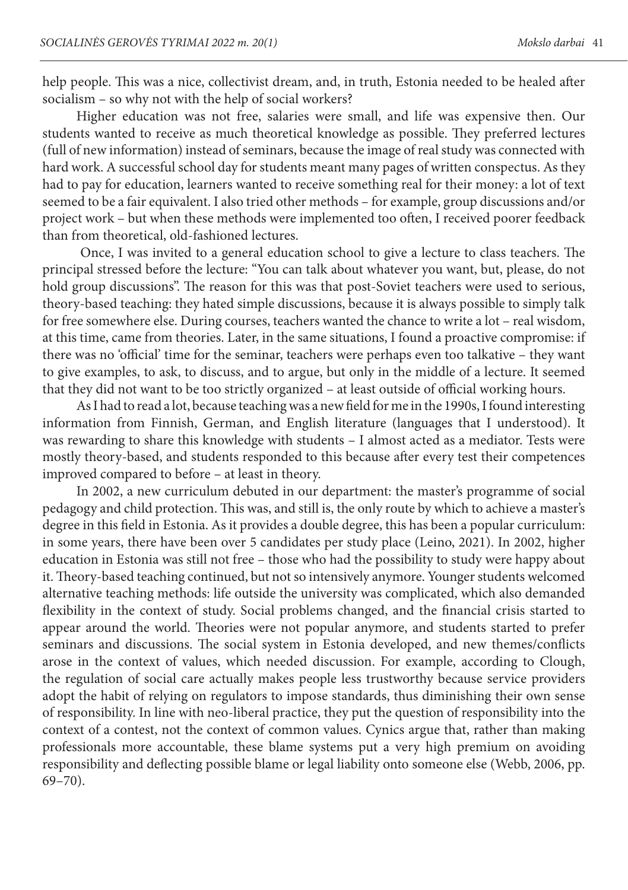help people. This was a nice, collectivist dream, and, in truth, Estonia needed to be healed after socialism – so why not with the help of social workers?

Higher education was not free, salaries were small, and life was expensive then. Our students wanted to receive as much theoretical knowledge as possible. They preferred lectures (full of new information) instead of seminars, because the image of real study was connected with hard work. A successful school day for students meant many pages of written conspectus. As they had to pay for education, learners wanted to receive something real for their money: a lot of text seemed to be a fair equivalent. I also tried other methods – for example, group discussions and/or project work – but when these methods were implemented too often, I received poorer feedback than from theoretical, old-fashioned lectures.

Once, I was invited to a general education school to give a lecture to class teachers. The principal stressed before the lecture: "You can talk about whatever you want, but, please, do not hold group discussions". The reason for this was that post-Soviet teachers were used to serious, theory-based teaching: they hated simple discussions, because it is always possible to simply talk for free somewhere else. During courses, teachers wanted the chance to write a lot – real wisdom, at this time, came from theories. Later, in the same situations, I found a proactive compromise: if there was no 'official' time for the seminar, teachers were perhaps even too talkative – they want to give examples, to ask, to discuss, and to argue, but only in the middle of a lecture. It seemed that they did not want to be too strictly organized – at least outside of official working hours.

As I had to read a lot, because teaching was a new field for me in the 1990s, I found interesting information from Finnish, German, and English literature (languages that I understood). It was rewarding to share this knowledge with students – I almost acted as a mediator. Tests were mostly theory-based, and students responded to this because after every test their competences improved compared to before – at least in theory.

In 2002, a new curriculum debuted in our department: the master's programme of social pedagogy and child protection. This was, and still is, the only route by which to achieve a master's degree in this field in Estonia. As it provides a double degree, this has been a popular curriculum: in some years, there have been over 5 candidates per study place (Leino, 2021). In 2002, higher education in Estonia was still not free – those who had the possibility to study were happy about it. Theory-based teaching continued, but not so intensively anymore. Younger students welcomed alternative teaching methods: life outside the university was complicated, which also demanded flexibility in the context of study. Social problems changed, and the financial crisis started to appear around the world. Theories were not popular anymore, and students started to prefer seminars and discussions. The social system in Estonia developed, and new themes/conflicts arose in the context of values, which needed discussion. For example, according to Clough, the regulation of social care actually makes people less trustworthy because service providers adopt the habit of relying on regulators to impose standards, thus diminishing their own sense of responsibility. In line with neo-liberal practice, they put the question of responsibility into the context of a contest, not the context of common values. Cynics argue that, rather than making professionals more accountable, these blame systems put a very high premium on avoiding responsibility and deflecting possible blame or legal liability onto someone else (Webb, 2006, pp. 69–70).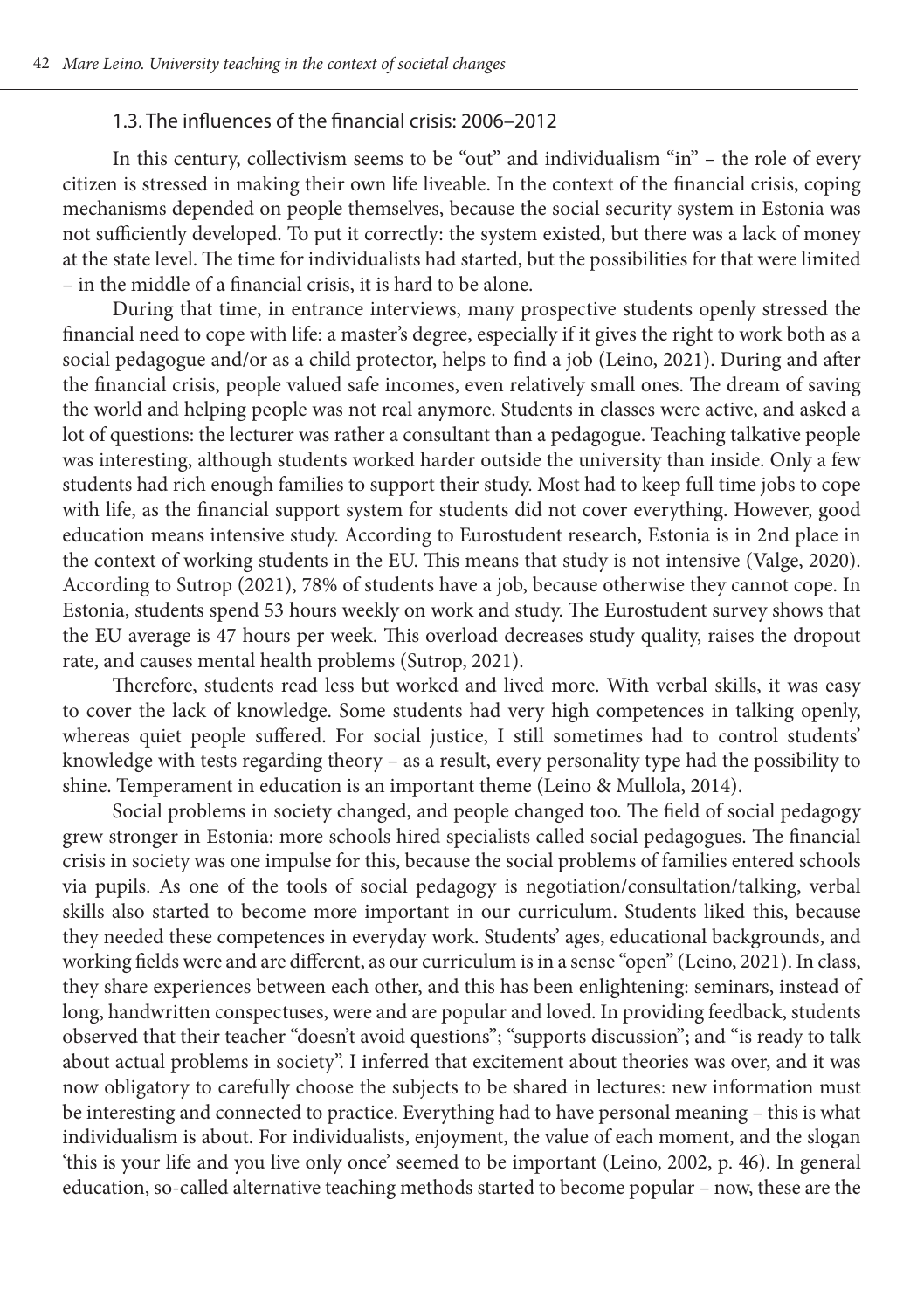### 1.3. The influences of the financial crisis: 2006–2012

In this century, collectivism seems to be "out" and individualism "in" – the role of every citizen is stressed in making their own life liveable. In the context of the financial crisis, coping mechanisms depended on people themselves, because the social security system in Estonia was not sufficiently developed. To put it correctly: the system existed, but there was a lack of money at the state level. The time for individualists had started, but the possibilities for that were limited – in the middle of a financial crisis, it is hard to be alone.

During that time, in entrance interviews, many prospective students openly stressed the financial need to cope with life: a master's degree, especially if it gives the right to work both as a social pedagogue and/or as a child protector, helps to find a job (Leino, 2021). During and after the financial crisis, people valued safe incomes, even relatively small ones. The dream of saving the world and helping people was not real anymore. Students in classes were active, and asked a lot of questions: the lecturer was rather a consultant than a pedagogue. Teaching talkative people was interesting, although students worked harder outside the university than inside. Only a few students had rich enough families to support their study. Most had to keep full time jobs to cope with life, as the financial support system for students did not cover everything. However, good education means intensive study. According to Eurostudent research, Estonia is in 2nd place in the context of working students in the EU. This means that study is not intensive (Valge, 2020). According to Sutrop (2021), 78% of students have a job, because otherwise they cannot cope. In Estonia, students spend 53 hours weekly on work and study. The Eurostudent survey shows that the EU average is 47 hours per week. This overload decreases study quality, raises the dropout rate, and causes mental health problems (Sutrop, 2021).

Therefore, students read less but worked and lived more. With verbal skills, it was easy to cover the lack of knowledge. Some students had very high competences in talking openly, whereas quiet people suffered. For social justice, I still sometimes had to control students' knowledge with tests regarding theory – as a result, every personality type had the possibility to shine. Temperament in education is an important theme (Leino & Mullola, 2014).

Social problems in society changed, and people changed too. The field of social pedagogy grew stronger in Estonia: more schools hired specialists called social pedagogues. The financial crisis in society was one impulse for this, because the social problems of families entered schools via pupils. As one of the tools of social pedagogy is negotiation/consultation/talking, verbal skills also started to become more important in our curriculum. Students liked this, because they needed these competences in everyday work. Students' ages, educational backgrounds, and working fields were and are different, as our curriculum is in a sense "open" (Leino, 2021). In class, they share experiences between each other, and this has been enlightening: seminars, instead of long, handwritten conspectuses, were and are popular and loved. In providing feedback, students observed that their teacher "doesn't avoid questions"; "supports discussion"; and "is ready to talk about actual problems in society". I inferred that excitement about theories was over, and it was now obligatory to carefully choose the subjects to be shared in lectures: new information must be interesting and connected to practice. Everything had to have personal meaning – this is what individualism is about. For individualists, enjoyment, the value of each moment, and the slogan 'this is your life and you live only once' seemed to be important (Leino, 2002, p. 46). In general education, so-called alternative teaching methods started to become popular – now, these are the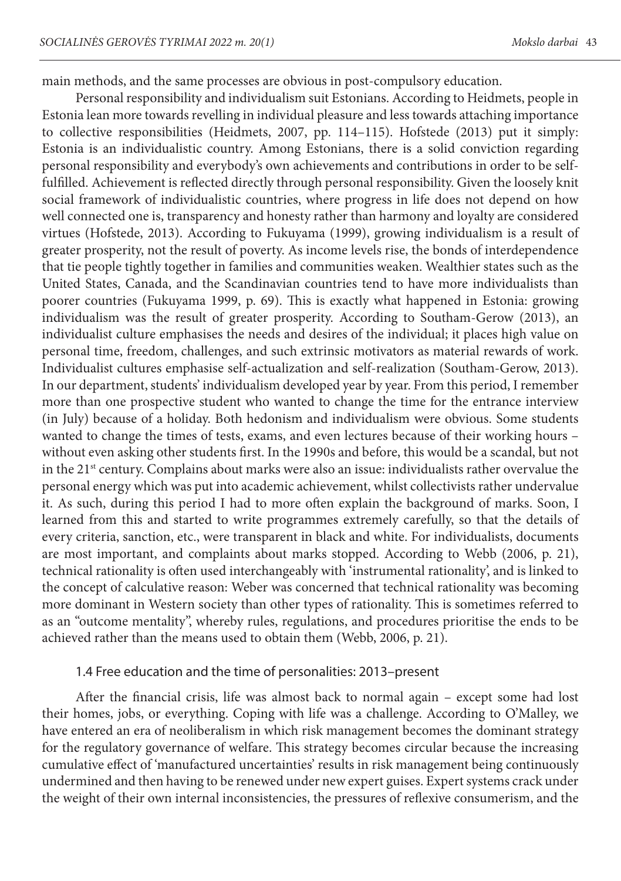main methods, and the same processes are obvious in post-compulsory education.

Personal responsibility and individualism suit Estonians. According to Heidmets, people in Estonia lean more towards revelling in individual pleasure and less towards attaching importance to collective responsibilities (Heidmets, 2007, pp. 114–115). Hofstede (2013) put it simply: Estonia is an individualistic country. Among Estonians, there is a solid conviction regarding personal responsibility and everybody's own achievements and contributions in order to be self-fulfilled. Achievement is reflected directly through personal responsibility. Given the loosely knit social framework of individualistic countries, where progress in life does not depend on how well connected one is, transparency and honesty rather than harmony and loyalty are considered virtues (Hofstede, 2013). According to Fukuyama (1999), growing individualism is a result of greater prosperity, not the result of poverty. As income levels rise, the bonds of interdependence that tie people tightly together in families and communities weaken. Wealthier states such as the United States, Canada, and the Scandinavian countries tend to have more individualists than poorer countries (Fukuyama 1999, p. 69). This is exactly what happened in Estonia: growing individualism was the result of greater prosperity. According to Southam-Gerow (2013), an individualist culture emphasises the needs and desires of the individual; it places high value on personal time, freedom, challenges, and such extrinsic motivators as material rewards of work. Individualist cultures emphasise self-actualization and self-realization (Southam-Gerow, 2013). In our department, students' individualism developed year by year. From this period, I remember more than one prospective student who wanted to change the time for the entrance interview (in July) because of a holiday. Both hedonism and individualism were obvious. Some students wanted to change the times of tests, exams, and even lectures because of their working hours – without even asking other students first. In the 1990s and before, this would be a scandal, but not in the 21st century. Complains about marks were also an issue: individualists rather overvalue the personal energy which was put into academic achievement, whilst collectivists rather undervalue it. As such, during this period I had to more often explain the background of marks. Soon, I learned from this and started to write programmes extremely carefully, so that the details of every criteria, sanction, etc., were transparent in black and white. For individualists, documents are most important, and complaints about marks stopped. According to Webb (2006, p. 21), technical rationality is often used interchangeably with 'instrumental rationality', and is linked to the concept of calculative reason: Weber was concerned that technical rationality was becoming more dominant in Western society than other types of rationality. This is sometimes referred to as an "outcome mentality", whereby rules, regulations, and procedures prioritise the ends to be achieved rather than the means used to obtain them (Webb, 2006, p. 21).

### 1.4 Free education and the time of personalities: 2013–present

After the financial crisis, life was almost back to normal again – except some had lost their homes, jobs, or everything. Coping with life was a challenge. According to O'Malley, we have entered an era of neoliberalism in which risk management becomes the dominant strategy for the regulatory governance of welfare. This strategy becomes circular because the increasing cumulative effect of 'manufactured uncertainties' results in risk management being continuously undermined and then having to be renewed under new expert guises. Expert systems crack under the weight of their own internal inconsistencies, the pressures of reflexive consumerism, and the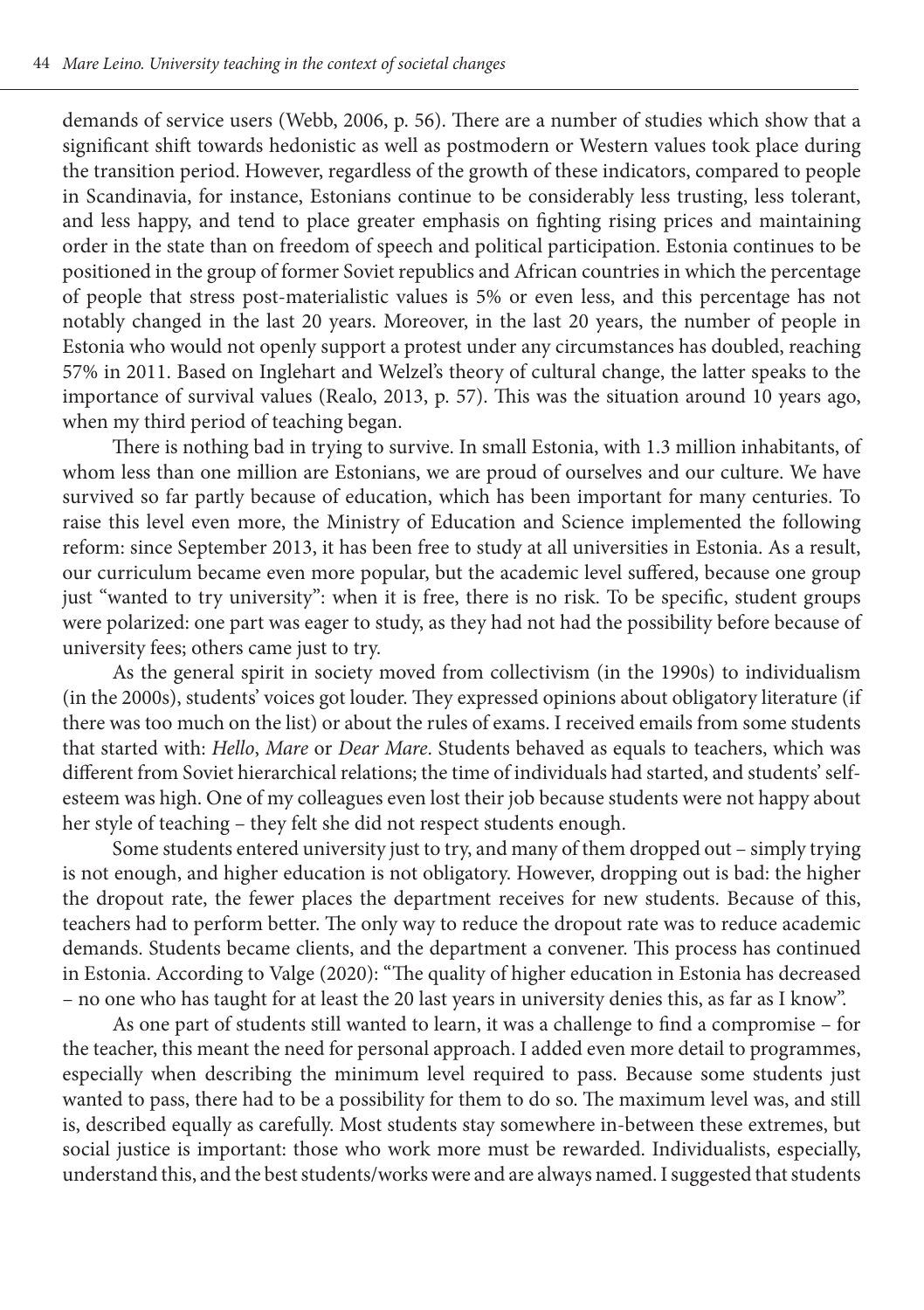demands of service users (Webb, 2006, p. 56). There are a number of studies which show that a significant shift towards hedonistic as well as postmodern or Western values took place during the transition period. However, regardless of the growth of these indicators, compared to people in Scandinavia, for instance, Estonians continue to be considerably less trusting, less tolerant, and less happy, and tend to place greater emphasis on fighting rising prices and maintaining order in the state than on freedom of speech and political participation. Estonia continues to be positioned in the group of former Soviet republics and African countries in which the percentage of people that stress post-materialistic values is 5% or even less, and this percentage has not notably changed in the last 20 years. Moreover, in the last 20 years, the number of people in Estonia who would not openly support a protest under any circumstances has doubled, reaching 57% in 2011. Based on Inglehart and Welzel's theory of cultural change, the latter speaks to the importance of survival values (Realo, 2013, p. 57). This was the situation around 10 years ago, when my third period of teaching began.

There is nothing bad in trying to survive. In small Estonia, with 1.3 million inhabitants, of whom less than one million are Estonians, we are proud of ourselves and our culture. We have survived so far partly because of education, which has been important for many centuries. To raise this level even more, the Ministry of Education and Science implemented the following reform: since September 2013, it has been free to study at all universities in Estonia. As a result, our curriculum became even more popular, but the academic level suffered, because one group just "wanted to try university": when it is free, there is no risk. To be specific, student groups were polarized: one part was eager to study, as they had not had the possibility before because of university fees; others came just to try.

As the general spirit in society moved from collectivism (in the 1990s) to individualism (in the 2000s), students' voices got louder. They expressed opinions about obligatory literature (if there was too much on the list) or about the rules of exams. I received emails from some students that started with: *Hello*, *Mare* or *Dear Mare*. Students behaved as equals to teachers, which was different from Soviet hierarchical relations; the time of individuals had started, and students' self-esteem was high. One of my colleagues even lost their job because students were not happy about her style of teaching – they felt she did not respect students enough.

Some students entered university just to try, and many of them dropped out – simply trying is not enough, and higher education is not obligatory. However, dropping out is bad: the higher the dropout rate, the fewer places the department receives for new students. Because of this, teachers had to perform better. The only way to reduce the dropout rate was to reduce academic demands. Students became clients, and the department a convener. This process has continued in Estonia. According to Valge (2020): "The quality of higher education in Estonia has decreased – no one who has taught for at least the 20 last years in university denies this, as far as I know".

As one part of students still wanted to learn, it was a challenge to find a compromise – for the teacher, this meant the need for personal approach. I added even more detail to programmes, especially when describing the minimum level required to pass. Because some students just wanted to pass, there had to be a possibility for them to do so. The maximum level was, and still is, described equally as carefully. Most students stay somewhere in-between these extremes, but social justice is important: those who work more must be rewarded. Individualists, especially, understand this, and the best students/works were and are always named. I suggested that students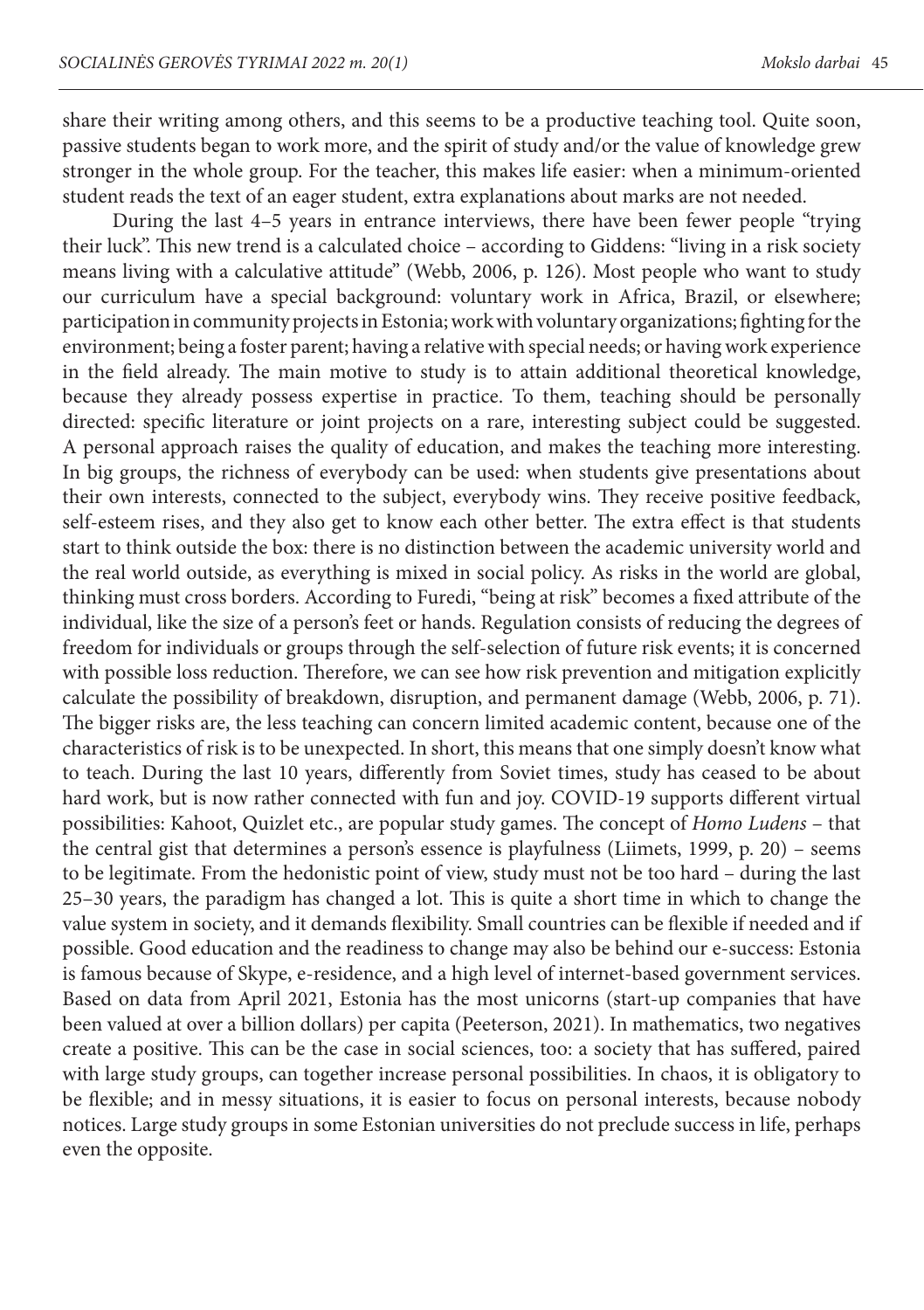share their writing among others, and this seems to be a productive teaching tool. Quite soon, passive students began to work more, and the spirit of study and/or the value of knowledge grew stronger in the whole group. For the teacher, this makes life easier: when a minimum-oriented student reads the text of an eager student, extra explanations about marks are not needed.

During the last 4–5 years in entrance interviews, there have been fewer people "trying their luck". This new trend is a calculated choice – according to Giddens: "living in a risk society means living with a calculative attitude" (Webb, 2006, p. 126). Most people who want to study our curriculum have a special background: voluntary work in Africa, Brazil, or elsewhere; participation in community projects in Estonia; work with voluntary organizations; fighting for the environment; being a foster parent; having a relative with special needs; or having work experience in the field already. The main motive to study is to attain additional theoretical knowledge, because they already possess expertise in practice. To them, teaching should be personally directed: specific literature or joint projects on a rare, interesting subject could be suggested. A personal approach raises the quality of education, and makes the teaching more interesting. In big groups, the richness of everybody can be used: when students give presentations about their own interests, connected to the subject, everybody wins. They receive positive feedback, self-esteem rises, and they also get to know each other better. The extra effect is that students start to think outside the box: there is no distinction between the academic university world and the real world outside, as everything is mixed in social policy. As risks in the world are global, thinking must cross borders. According to Furedi, "being at risk" becomes a fixed attribute of the individual, like the size of a person's feet or hands. Regulation consists of reducing the degrees of freedom for individuals or groups through the self-selection of future risk events; it is concerned with possible loss reduction. Therefore, we can see how risk prevention and mitigation explicitly calculate the possibility of breakdown, disruption, and permanent damage (Webb, 2006, p. 71). The bigger risks are, the less teaching can concern limited academic content, because one of the characteristics of risk is to be unexpected. In short, this means that one simply doesn't know what to teach. During the last 10 years, differently from Soviet times, study has ceased to be about hard work, but is now rather connected with fun and joy. COVID-19 supports different virtual possibilities: Kahoot, Quizlet etc., are popular study games. The concept of *Homo Ludens* – that the central gist that determines a person's essence is playfulness (Liimets, 1999, p. 20) – seems to be legitimate. From the hedonistic point of view, study must not be too hard – during the last 25–30 years, the paradigm has changed a lot. This is quite a short time in which to change the value system in society, and it demands flexibility. Small countries can be flexible if needed and if possible. Good education and the readiness to change may also be behind our e-success: Estonia is famous because of Skype, e-residence, and a high level of internet-based government services. Based on data from April 2021, Estonia has the most unicorns (start-up companies that have been valued at over a billion dollars) per capita (Peeterson, 2021). In mathematics, two negatives create a positive. This can be the case in social sciences, too: a society that has suffered, paired with large study groups, can together increase personal possibilities. In chaos, it is obligatory to be flexible; and in messy situations, it is easier to focus on personal interests, because nobody notices. Large study groups in some Estonian universities do not preclude success in life, perhaps even the opposite.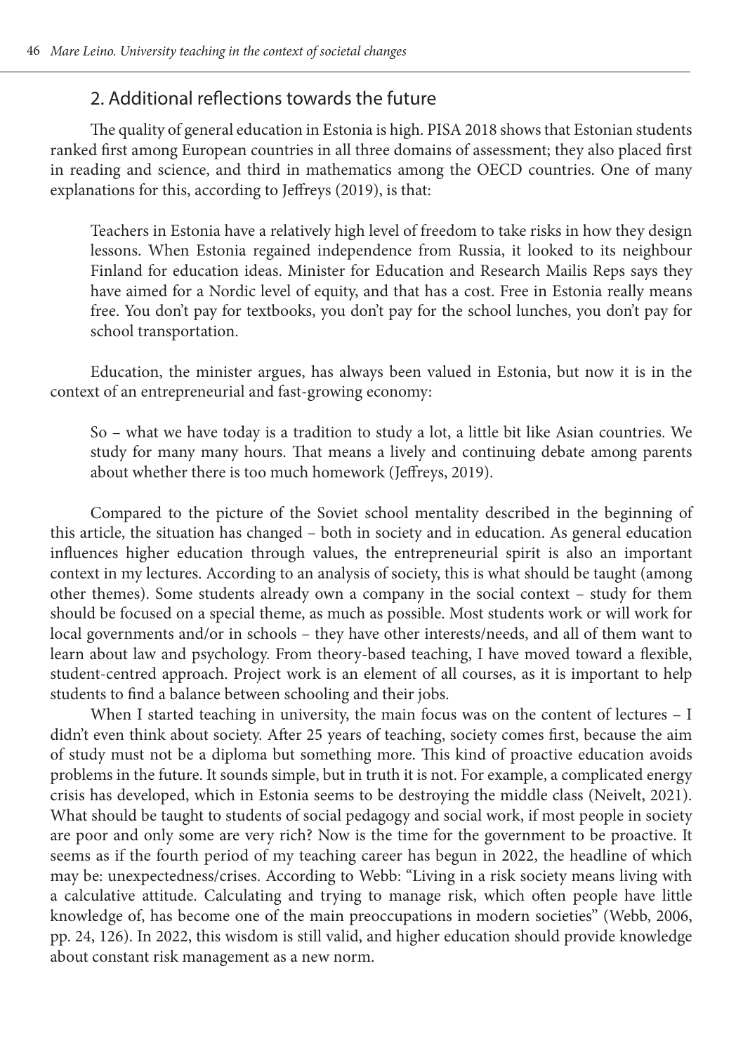## 2. Additional reflections towards the future

The quality of general education in Estonia is high. PISA 2018 shows that Estonian students ranked first among European countries in all three domains of assessment; they also placed first in reading and science, and third in mathematics among the OECD countries. One of many explanations for this, according to Jeffreys (2019), is that:

> Teachers in Estonia have a relatively high level of freedom to take risks in how they design lessons. When Estonia regained independence from Russia, it looked to its neighbour Finland for education ideas. Minister for Education and Research Mailis Reps says they have aimed for a Nordic level of equity, and that has a cost. Free in Estonia really means free. You don't pay for textbooks, you don't pay for the school lunches, you don't pay for school transportation.

Education, the minister argues, has always been valued in Estonia, but now it is in the context of an entrepreneurial and fast-growing economy:

> So – what we have today is a tradition to study a lot, a little bit like Asian countries. We study for many many hours. That means a lively and continuing debate among parents about whether there is too much homework (Jeffreys, 2019).

Compared to the picture of the Soviet school mentality described in the beginning of this article, the situation has changed – both in society and in education. As general education influences higher education through values, the entrepreneurial spirit is also an important context in my lectures. According to an analysis of society, this is what should be taught (among other themes). Some students already own a company in the social context – study for them should be focused on a special theme, as much as possible. Most students work or will work for local governments and/or in schools – they have other interests/needs, and all of them want to learn about law and psychology. From theory-based teaching, I have moved toward a flexible, student-centred approach. Project work is an element of all courses, as it is important to help students to find a balance between schooling and their jobs.

When I started teaching in university, the main focus was on the content of lectures – I didn't even think about society. After 25 years of teaching, society comes first, because the aim of study must not be a diploma but something more. This kind of proactive education avoids problems in the future. It sounds simple, but in truth it is not. For example, a complicated energy crisis has developed, which in Estonia seems to be destroying the middle class (Neivelt, 2021). What should be taught to students of social pedagogy and social work, if most people in society are poor and only some are very rich? Now is the time for the government to be proactive. It seems as if the fourth period of my teaching career has begun in 2022, the headline of which may be: unexpectedness/crises. According to Webb: "Living in a risk society means living with a calculative attitude. Calculating and trying to manage risk, which often people have little knowledge of, has become one of the main preoccupations in modern societies" (Webb, 2006, pp. 24, 126). In 2022, this wisdom is still valid, and higher education should provide knowledge about constant risk management as a new norm.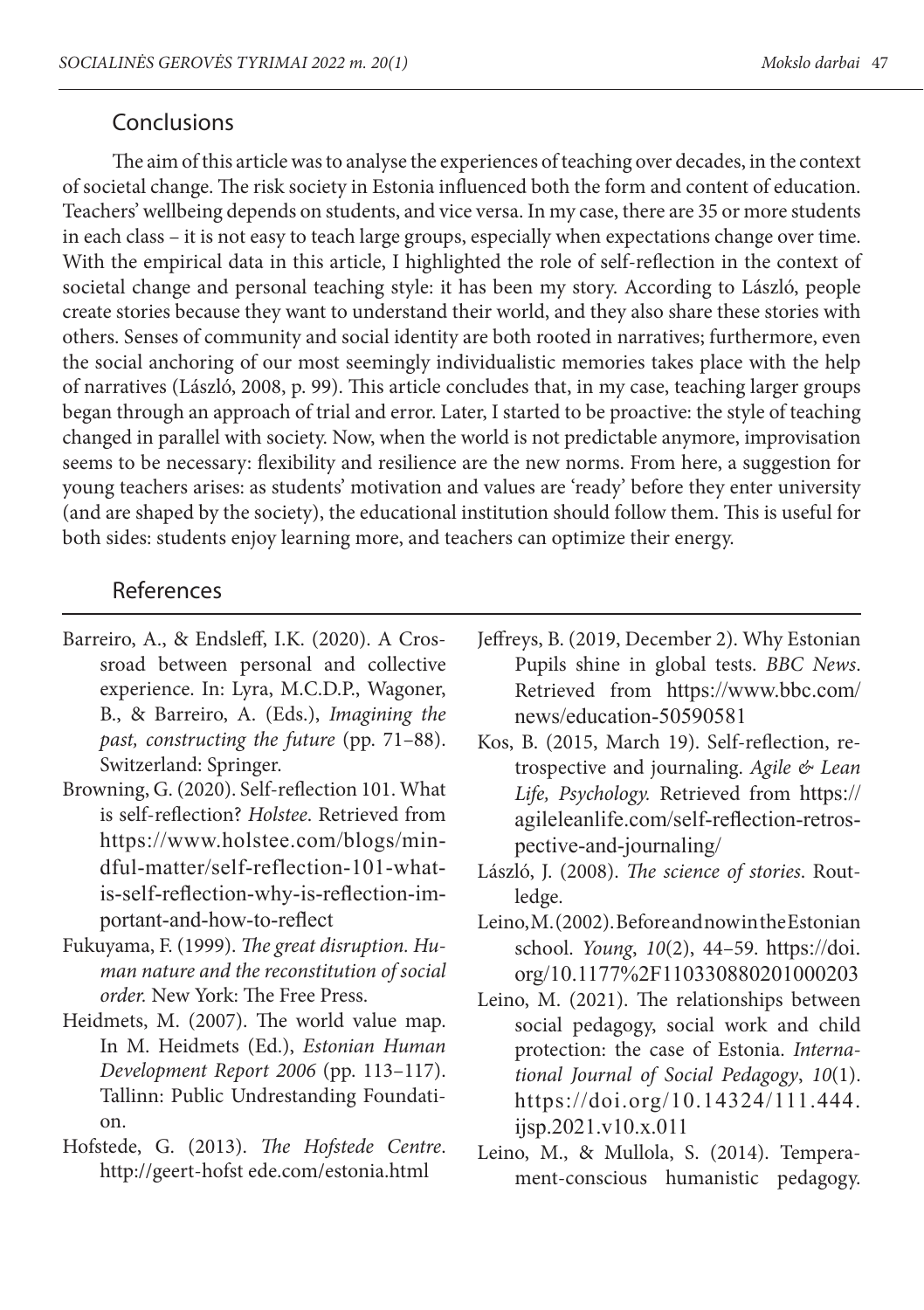## Conclusions

The aim of this article was to analyse the experiences of teaching over decades, in the context of societal change. The risk society in Estonia influenced both the form and content of education. Teachers' wellbeing depends on students, and vice versa. In my case, there are 35 or more students in each class – it is not easy to teach large groups, especially when expectations change over time. With the empirical data in this article, I highlighted the role of self-reflection in the context of societal change and personal teaching style: it has been my story. According to László, people create stories because they want to understand their world, and they also share these stories with others. Senses of community and social identity are both rooted in narratives; furthermore, even the social anchoring of our most seemingly individualistic memories takes place with the help of narratives (László, 2008, p. 99). This article concludes that, in my case, teaching larger groups began through an approach of trial and error. Later, I started to be proactive: the style of teaching changed in parallel with society. Now, when the world is not predictable anymore, improvisation seems to be necessary: flexibility and resilience are the new norms. From here, a suggestion for young teachers arises: as students' motivation and values are 'ready' before they enter university (and are shaped by the society), the educational institution should follow them. This is useful for both sides: students enjoy learning more, and teachers can optimize their energy.

## References

Barreiro, A., & Endsleff, I.K. (2020). A Crossroad between personal and collective experience. In: Lyra, M.C.D.P., Wagoner, B., & Barreiro, A. (Eds.), *Imagining the past, constructing the future* (pp. 71–88). Switzerland: Springer.

Browning, G. (2020). Self-reflection 101. What is self-reflection? *Holstee*. Retrieved from https://www.holstee.com/blogs/mindful-matter/self-reflection-101-what-is-self-reflection-why-is-reflection-important-and-how-to-reflect

Fukuyama, F. (1999). *The great disruption. Human nature and the reconstitution of social order.* New York: The Free Press.

Heidmets, M. (2007). The world value map. In M. Heidmets (Ed.), *Estonian Human Development Report 2006* (pp. 113–117). Tallinn: Public Undrestanding Foundation.

Hofstede, G. (2013). *The Hofstede Centre*. http://geert-hofst ede.com/estonia.html

Jeffreys, B. (2019, December 2). Why Estonian Pupils shine in global tests. *BBC News*. Retrieved from https://www.bbc.com/news/education-50590581

Kos, B. (2015, March 19). Self-reflection, retrospective and journaling. *Agile & Lean Life, Psychology.* Retrieved from https://agileleanlife.com/self-reflection-retrospective-and-journaling/

László, J. (2008). *The science of stories*. Routledge.

Leino, M. (2002). Before and now in the Estonian school. *Young*, *10*(2), 44–59. https://doi.org/10.1177%2F110330880201000203

Leino, M. (2021). The relationships between social pedagogy, social work and child protection: the case of Estonia. *International Journal of Social Pedagogy*, *10*(1). https://doi.org/10.14324/111.444.ijsp.2021.v10.x.011

Leino, M., & Mullola, S. (2014). Temperament-conscious humanistic pedagogy.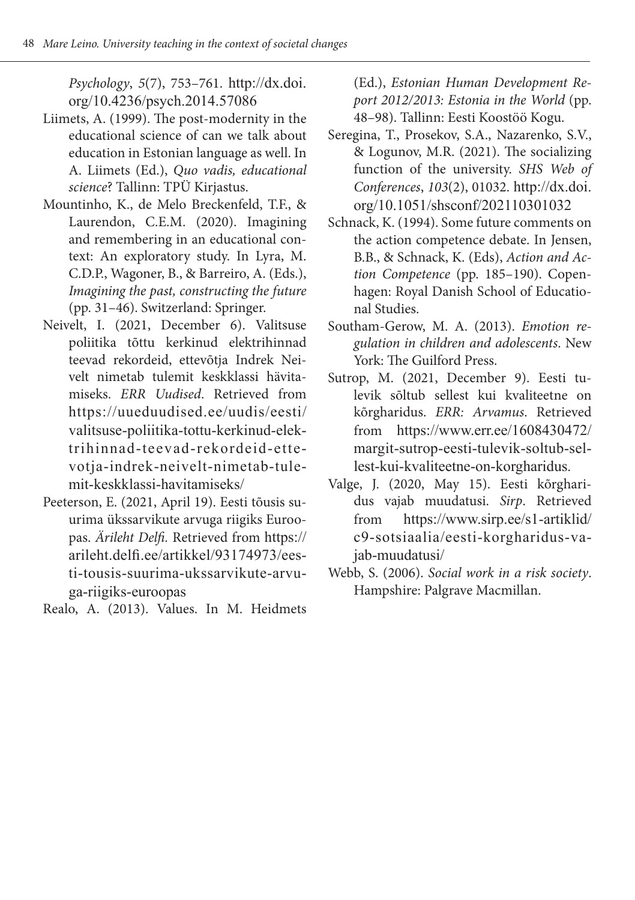*Psychology*, *5*(7), 753–761. http://dx.doi.org/10.4236/psych.2014.57086

Liimets, A. (1999). The post-modernity in the educational science of can we talk about education in Estonian language as well. In A. Liimets (Ed.), *Quo vadis, educational science*? Tallinn: TPÜ Kirjastus.

Mountinho, K., de Melo Breckenfeld, T.F., & Laurendon, C.E.M. (2020). Imagining and remembering in an educational context: An exploratory study. In Lyra, M. C.D.P., Wagoner, B., & Barreiro, A. (Eds.), *Imagining the past, constructing the future* (pp. 31–46). Switzerland: Springer.

Neivelt, I. (2021, December 6). Valitsuse poliitika tõttu kerkinud elektrihinnad teevad rekordeid, ettevõtja Indrek Neivelt nimetab tulemit keskklassi hävitamiseks. *ERR Uudised*. Retrieved from https://uueduudised.ee/uudis/eesti/valitsuse-poliitika-tottu-kerkinud-elektrihinnad-teevad-rekordeid-ettevotja-indrek-neivelt-nimetab-tulemit-keskklassi-havitamiseks/

Peeterson, E. (2021, April 19). Eesti tõusis suurima ükssarvikute arvuga riigiks Euroopas. *Ärileht Delfi.* Retrieved from https://arileht.delfi.ee/artikkel/93174973/eesti-tousis-suurima-ukssarvikute-arvuga-riigiks-euroopas

Realo, A. (2013). Values. In M. Heidmets (Ed.), *Estonian Human Development Report 2012/2013: Estonia in the World* (pp. 48–98). Tallinn: Eesti Koostöö Kogu.

Seregina, T., Prosekov, S.A., Nazarenko, S.V., & Logunov, M.R. (2021). The socializing function of the university. *SHS Web of Conferences*, *103*(2), 01032. http://dx.doi.org/10.1051/shsconf/202110301032

Schnack, K. (1994). Some future comments on the action competence debate. In Jensen, B.B., & Schnack, K. (Eds), *Action and Action Competence* (pp. 185–190). Copenhagen: Royal Danish School of Educational Studies.

Southam-Gerow, M. A. (2013). *Emotion regulation in children and adolescents*. New York: The Guilford Press.

Sutrop, M. (2021, December 9). Eesti tulevik sõltub sellest kui kvaliteetne on kõrgharidus. *ERR: Arvamus*. Retrieved from https://www.err.ee/1608430472/margit-sutrop-eesti-tulevik-soltub-sellest-kui-kvaliteetne-on-korgharidus.

Valge, J. (2020, May 15). Eesti kõrgharidus vajab muudatusi. *Sirp*. Retrieved from https://www.sirp.ee/s1-artiklid/c9-sotsiaalia/eesti-korgharidus-vajab-muudatusi/

Webb, S. (2006). *Social work in a risk society*. Hampshire: Palgrave Macmillan.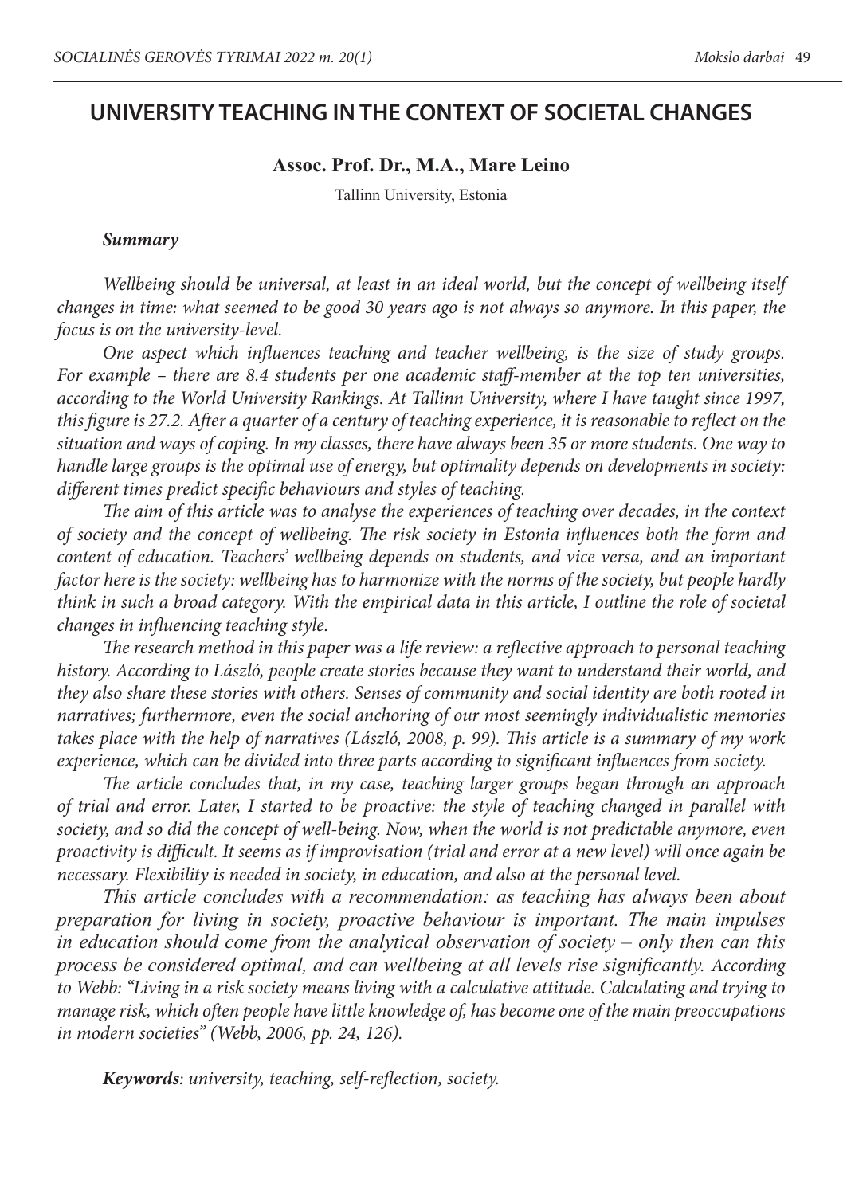# UNIVERSITY TEACHING IN THE CONTEXT OF SOCIETAL CHANGES

**Assoc. Prof. Dr., M.A., Mare Leino**

Tallinn University, Estonia

***Summary***

*Wellbeing should be universal, at least in an ideal world, but the concept of wellbeing itself changes in time: what seemed to be good 30 years ago is not always so anymore. In this paper, the focus is on the university-level.*

*One aspect which influences teaching and teacher wellbeing, is the size of study groups. For example – there are 8.4 students per one academic staff-member at the top ten universities, according to the World University Rankings. At Tallinn University, where I have taught since 1997, this figure is 27.2. After a quarter of a century of teaching experience, it is reasonable to reflect on the situation and ways of coping. In my classes, there have always been 35 or more students. One way to handle large groups is the optimal use of energy, but optimality depends on developments in society: different times predict specific behaviours and styles of teaching.*

*The aim of this article was to analyse the experiences of teaching over decades, in the context of society and the concept of wellbeing. The risk society in Estonia influences both the form and content of education. Teachers' wellbeing depends on students, and vice versa, and an important factor here is the society: wellbeing has to harmonize with the norms of the society, but people hardly think in such a broad category. With the empirical data in this article, I outline the role of societal changes in influencing teaching style.*

*The research method in this paper was a life review: a reflective approach to personal teaching history. According to László, people create stories because they want to understand their world, and they also share these stories with others. Senses of community and social identity are both rooted in narratives; furthermore, even the social anchoring of our most seemingly individualistic memories takes place with the help of narratives (László, 2008, p. 99). This article is a summary of my work experience, which can be divided into three parts according to significant influences from society.*

*The article concludes that, in my case, teaching larger groups began through an approach of trial and error. Later, I started to be proactive: the style of teaching changed in parallel with society, and so did the concept of well-being. Now, when the world is not predictable anymore, even proactivity is difficult. It seems as if improvisation (trial and error at a new level) will once again be necessary. Flexibility is needed in society, in education, and also at the personal level.*

*This article concludes with a recommendation: as teaching has always been about preparation for living in society, proactive behaviour is important. The main impulses in education should come from the analytical observation of society – only then can this process be considered optimal, and can wellbeing at all levels rise significantly. According to Webb: "Living in a risk society means living with a calculative attitude. Calculating and trying to manage risk, which often people have little knowledge of, has become one of the main preoccupations in modern societies" (Webb, 2006, pp. 24, 126).*

***Keywords****: university, teaching, self-reflection, society.*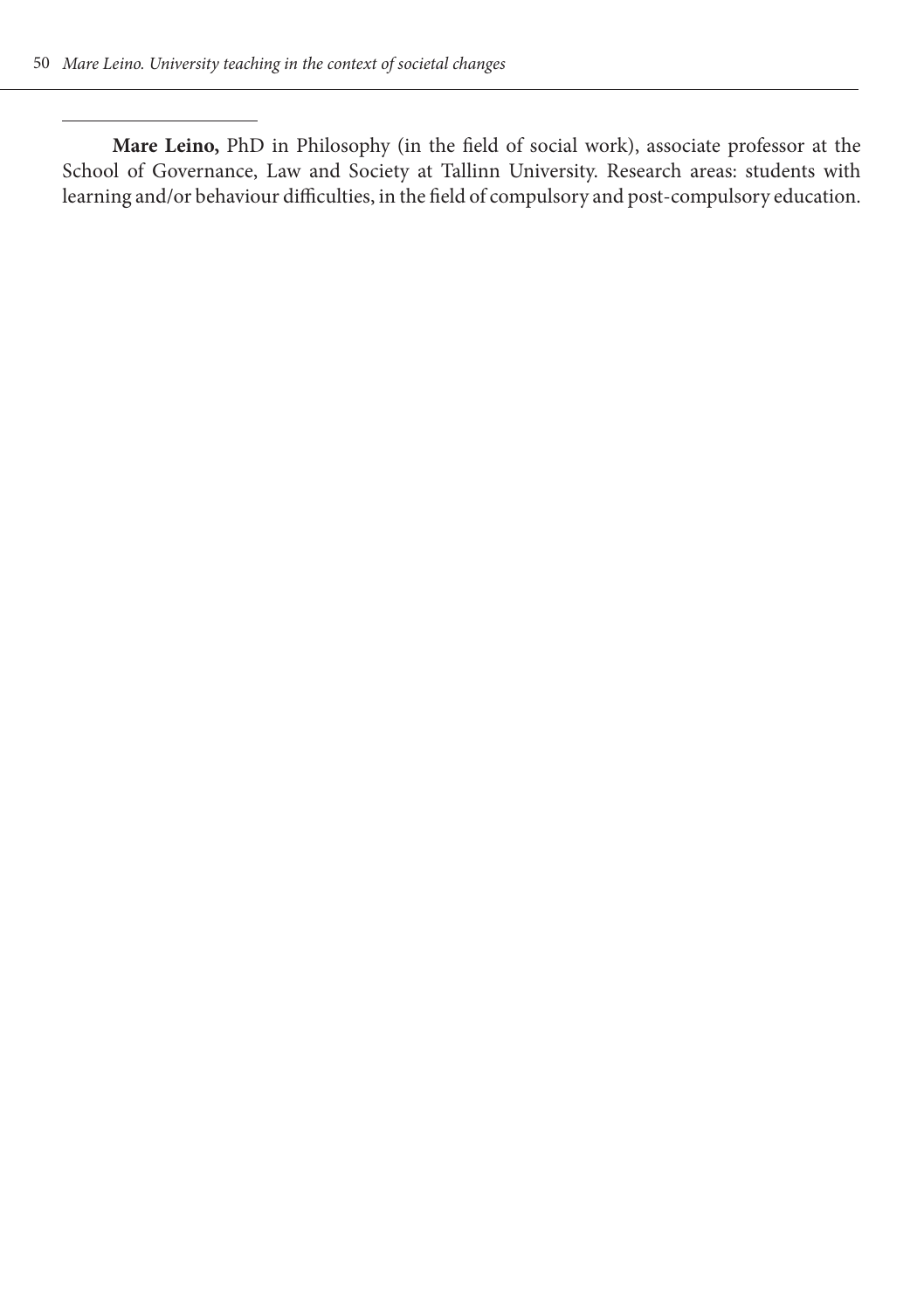**Mare Leino,** PhD in Philosophy (in the field of social work), associate professor at the School of Governance, Law and Society at Tallinn University. Research areas: students with learning and/or behaviour difficulties, in the field of compulsory and post-compulsory education.